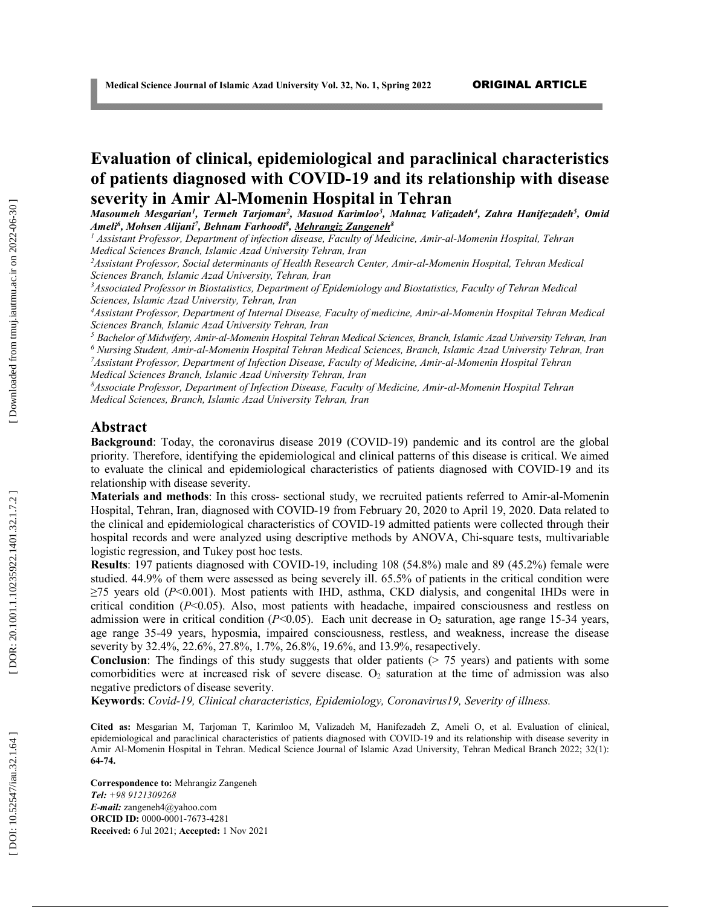ORIGINAL ARTICLE

# Evaluation of clinical, epidemiological and paraclinical characteristics of patients diagnosed with COVID-19 and its relationship with disease severity in Amir Al-Momenin Hospital in Tehran

*Masoumeh Mesgarian[1], Termeh Tarjoman[2], Masuod Karimloo[3], Mahnaz Valizadeh[4], Zahra Hanifezadeh[5], Omid Ameli[6], Mohsen Alijani[7], Behnam Farhoodi[8], Mehrangiz Zangeneh[8]*

*[1] Assistant Professor, Department of infection disease, Faculty of Medicine, Amir-al-Momenin Hospital, Tehran Medical Sciences Branch, Islamic Azad University Tehran, Iran*

*[2] Assistant Professor, Social determinants of Health Research Center, Amir-al-Momenin Hospital, Tehran Medical Sciences Branch, Islamic Azad University, Tehran, Iran*

*[3] Associated Professor in Biostatistics, Department of Epidemiology and Biostatistics, Faculty of Tehran Medical Sciences, Islamic Azad University, Tehran, Iran*

*[4] Assistant Professor, Department of Internal Disease, Faculty of medicine, Amir-al-Momenin Hospital Tehran Medical Sciences Branch, Islamic Azad University Tehran, Iran*

*[5] Bachelor of Midwifery, Amir-al-Momenin Hospital Tehran Medical Sciences, Branch, Islamic Azad University Tehran, Iran*

*[6] Nursing Student, Amir-al-Momenin Hospital Tehran Medical Sciences, Branch, Islamic Azad University Tehran, Iran*

*[7] Assistant Professor, Department of Infection Disease, Faculty of Medicine, Amir-al-Momenin Hospital Tehran Medical Sciences Branch, Islamic Azad University Tehran, Iran*

*[8] Associate Professor, Department of Infection Disease, Faculty of Medicine, Amir-al-Momenin Hospital Tehran Medical Sciences, Branch, Islamic Azad University Tehran, Iran*

## Abstract

**Background**: Today, the coronavirus disease 2019 (COVID-19) pandemic and its control are the global priority. Therefore, identifying the epidemiological and clinical patterns of this disease is critical. We aimed to evaluate the clinical and epidemiological characteristics of patients diagnosed with COVID-19 and its relationship with disease severity.

**Materials and methods**: In this cross- sectional study, we recruited patients referred to Amir-al-Momenin Hospital, Tehran, Iran, diagnosed with COVID-19 from February 20, 2020 to April 19, 2020. Data related to the clinical and epidemiological characteristics of COVID-19 admitted patients were collected through their hospital records and were analyzed using descriptive methods by ANOVA, Chi-square tests, multivariable logistic regression, and Tukey post hoc tests.

**Results**: 197 patients diagnosed with COVID-19, including 108 (54.8%) male and 89 (45.2%) female were studied. 44.9% of them were assessed as being severely ill. 65.5% of patients in the critical condition were ≥75 years old ($P<0.001$). Most patients with IHD, asthma, CKD dialysis, and congenital IHDs were in critical condition ($P<0.05$). Also, most patients with headache, impaired consciousness and restless on admission were in critical condition ($P<0.05$). Each unit decrease in $O_2$ saturation, age range 15-34 years, age range 35-49 years, hyposmia, impaired consciousness, restless, and weakness, increase the disease severity by 32.4%, 22.6%, 27.8%, 1.7%, 26.8%, 19.6%, and 13.9%, resapectively.

**Conclusion**: The findings of this study suggests that older patients (> 75 years) and patients with some comorbidities were at increased risk of severe disease. $O_2$ saturation at the time of admission was also negative predictors of disease severity.

**Keywords**: *Covid-19, Clinical characteristics, Epidemiology, Coronavirus19, Severity of illness.*

**Cited as:** Mesgarian M, Tarjoman T, Karimloo M, Valizadeh M, Hanifezadeh Z, Ameli O, et al. Evaluation of clinical, epidemiological and paraclinical characteristics of patients diagnosed with COVID-19 and its relationship with disease severity in Amir Al-Momenin Hospital in Tehran. Medical Science Journal of Islamic Azad University, Tehran Medical Branch 2022; 32(1): **64-74.**

**Correspondence to:** Mehrangiz Zangeneh
*Tel: +98 9121309268*
***E-mail:*** zangeneh4@yahoo.com
**ORCID ID:** 0000-0001-7673-4281
**Received:** 6 Jul 2021; **Accepted:** 1 Nov 2021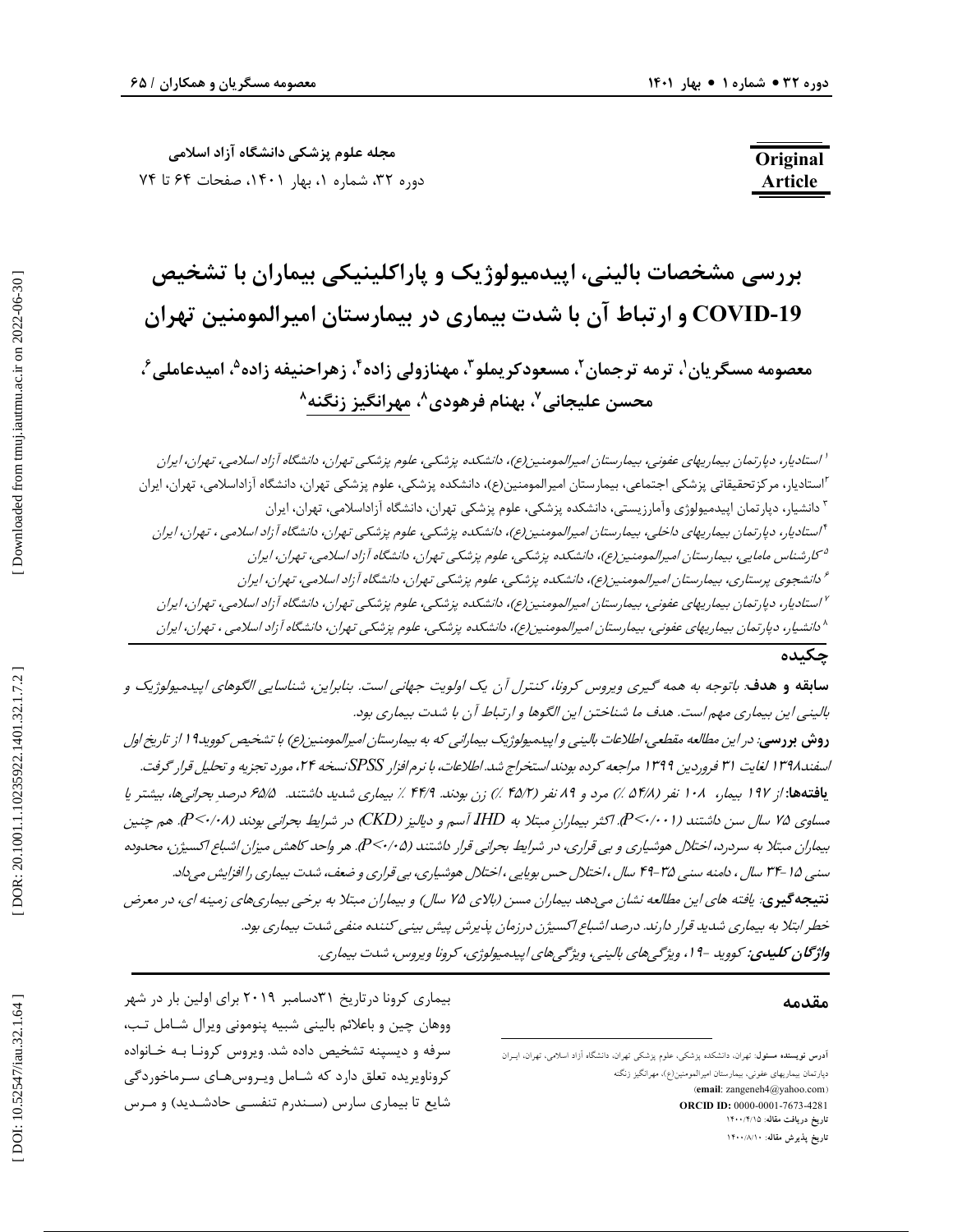مجله علوم پزشکی دانشگاه آزاد اسلامی

دوره ۳۲، شماره ۱، بهار ۱۴۰۱، صفحات ۶۴ تا ۷۴

**Original Article**

# بررسی مشخصات بالینی، اپیدمیولوژیک و پاراکلینیکی بیماران با تشخیص COVID-19 و ارتباط آن با شدت بیماری در بیمارستان امیرالمومنین تهران

**معصومه مسگریان[1]، ترمه ترجمان[2]، مسعودکریملو[3]، مهنازولی زاده[4]، زهراحنیفه زاده[5]، امیدعاملی[6]، محسن علیجانی[7]، بهنام فرهودی[8]، مهرانگیز زنگنه[8]**

[1] *استادیار، دپارتمان بیماریهای عفونی، بیمارستان امیرالمومنین(ع)، دانشکده پزشکی، علوم پزشکی تهران، دانشگاه آزاد اسلامی، تهران، ایران*

[2] استادیار، مرکزتحقیقاتی پزشکی اجتماعی، بیمارستان امیرالمومنین(ع)، دانشکده پزشکی، علوم پزشکی تهران، دانشگاه آزاداسلامی، تهران، ایران

[3] دانشیار، دپارتمان اپیدمیولوژی وآمارزیستی، دانشکده پزشکی، علوم پزشکی تهران، دانشگاه آزاداسلامی، تهران، ایران

[4] *استادیار، دپارتمان بیماریهای داخلی، بیمارستان امیرالمومنین(ع)، دانشکده پزشکی، علوم پزشکی تهران، دانشگاه آزاد اسلامی ، تهران، ایران*

[5] *کارشناس مامایی، بیمارستان امیرالمومنین(ع)، دانشکده پزشکی، علوم پزشکی تهران، دانشگاه آزاد اسلامی، تهران، ایران*

[6] *دانشجوی پرستاری، بیمارستان امیرالمومنین(ع)، دانشکده پزشکی، علوم پزشکی تهران، دانشگاه آزاد اسلامی، تهران، ایران*

[7] *استادیار، دپارتمان بیماریهای عفونی، بیمارستان امیرالمومنین(ع)، دانشکده پزشکی، علوم پزشکی تهران، دانشگاه آزاد اسلامی، تهران، ایران*

[8] *دانشیار، دپارتمان بیماریهای عفونی، بیمارستان امیرالمومنین(ع)، دانشکده پزشکی، علوم پزشکی تهران، دانشگاه آزاد اسلامی ، تهران، ایران*

## چکیده

**سابقه و هدف:** *باتوجه به همه گیری ویروس کرونا، کنترل آن یک اولویت جهانی است. بنابراین، شناسایی الگوهای اپیدمیولوژیک و بالینی این بیماری مهم است. هدف ما شناختن این الگوها و ارتباط آن با شدت بیماری بود.*

**روش بررسی:** *در این مطالعه مقطعی، اطلاعات بالینی و اپیدمیولوژیک بیمارانی که به بیمارستان امیرالمومنین(ع) با تشخیص کووید۱۹ از تاریخ اول اسفند۱۳۹۸ لغایت ۳۱ فروردین ۱۳۹۹ مراجعه کرده بودند استخراج شد. اطلاعات، با نرم افزار SPSS نسخه ۲۴، مورد تجزیه و تحلیل قرار گرفت.*

**یافته‌ها:** *از ۱۹۷ بیمار، ۱۰۸ نفر (۵۴/۸ ٪) مرد و ۸۹ نفر (۴۵/۲ ٪) زن بودند. ۴۴/۹ ٪ بیماری شدید داشتند. ۶۵/۵ درصد بحرانی‌ها، بیشتر یا مساوی ۷۵ سال سن داشتند (P<۰/۰۰۱). اکثر بیمارانِ مبتلا به IHD، آسم و دیالیز (CKD) در شرایط بحرانی بودند (P<۰/۰۸). هم چنین بیماران مبتلا به سردرد، اختلال هوشیاری و بی قراری، در شرایط بحرانی قرار داشتند (P<۰/۰۵). هر واحد کاهش میزان اشباع اکسیژن، محدوده سنی ۱۵-۳۴ سال ، دامنه سنی ۳۵-۴۹ سال ، اختلال حس بویایی ، اختلال هوشیاری، بی قراری و ضعف، شدت بیماری را افزایش می‌داد.*

**نتیجه‌گیری:** *یافته های این مطالعه نشان می‌دهد بیماران مسن (بالای ۷۵ سال) و بیماران مبتلا به برخی بیماری‌های زمینه ای، در معرض خطر ابتلا به بیماری شدید قرار دارند. درصد اشباع اکسیژن درزمان پذیرش پیش بینی کننده منفی شدت بیماری بود.*

***واژگان کلیدی:*** *کووید -۱۹، ویژگی‌های بالینی، ویژگی‌های اپیدمیولوژی، کرونا ویروس، شدت بیماری.*

## مقدمه

بیماری کرونا درتاریخ ۳۱دسامبر ۲۰۱۹ برای اولین بار در شهر ووهان چین و باعلائم بالینی شبیه پنومونی ویرال شامل تب، سرفه و دیسپنه تشخیص داده شد. ویروس کرونا بـه خـانواده کروناویریده تعلق دارد که شـامل ویـروس‌هـای سـرماخوردگی شایع تا بیماری سارس (سـندرم تنفسـی حادشـدید) و مـرس

---

آدرس نویسنده مسئول: تهران، دانشکده پزشکی، علوم پزشکی تهران، دانشگاه آزاد اسلامی، تهران، ایـران دپارتمان بیماریهای عفونی، بیمارستان امیرالمومنین(ع)، مهرانگیز زنگنه

(**email**: zangeneh4@yahoo.com)

**ORCID ID:** 0000-0001-7673-4281

تاریخ دریافت مقاله: ۱۴۰۰/۴/۱۵

تاریخ پذیرش مقاله: ۱۴۰۰/۸/۱۰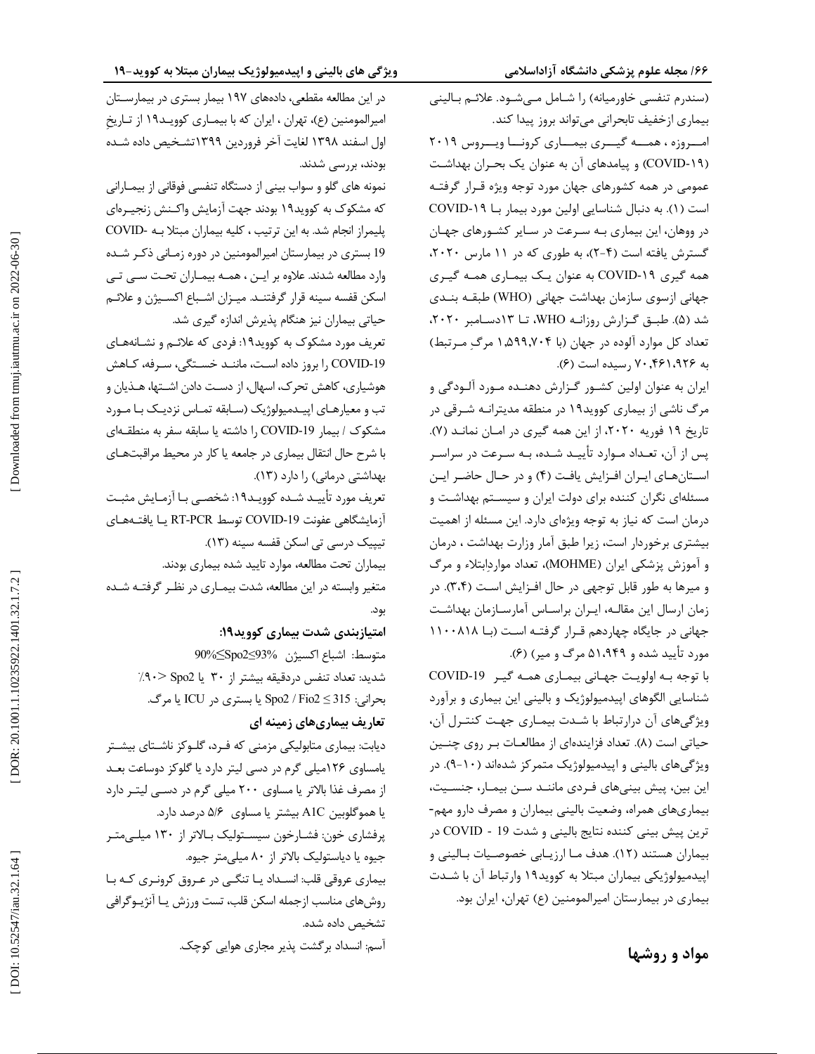(سندرم تنفسی خاورمیانه) را شامل می‌شود. علائم بالینی بیماری ازخفیف تابحرانی می‌تواند بروز پیدا کند.

امروزه ، همه گیری بیماری کرونا ویروس ۲۰۱۹ (COVID-۱۹) و پیامدهای آن به عنوان یک بحران بهداشت عمومی در همه کشورهای جهان مورد توجه ویژه قرار گرفته است (۱). به دنبال شناسایی اولین مورد بیمار با COVID-۱۹ در ووهان، این بیماری به سرعت در سایر کشورهای جهان گسترش یافته است (۴-۲)، به طوری که در ۱۱ مارس ۲۰۲۰، همه گیری COVID-۱۹ به عنوان یک بیماری همه گیری جهانی ازسوی سازمان بهداشت جهانی (WHO) طبقه بندی شد (۵). طبق گزارش روزانه WHO، تا ۱۳دسامبر ۲۰۲۰، تعداد کل موارد آلوده در جهان (با ۱،۵۹۹،۷۰۴ مرگ مرتبط) به ۷۰،۴۶۱،۹۲۶ رسیده است (۶).

ایران به عنوان اولین کشور گزارش دهنده مورد آلودگی و مرگ ناشی از بیماری کووید۱۹ در منطقه مدیترانه شرقی در تاریخ ۱۹ فوریه ۲۰۲۰، از این همه گیری در امان نماند (۷). پس از آن، تعداد موارد تأیید شده، به سرعت در سراسر استان‌های ایران افزایش یافت (۴) و در حال حاضر این مسئله‌ای نگران کننده برای دولت ایران و سیستم بهداشت و درمان است که نیاز به توجه ویژه‌ای دارد. این مسئله از اهمیت بیشتری برخوردار است، زیرا طبق آمار وزارت بهداشت ، درمان و آموزش پزشکی ایران (MOHME)، تعداد مواردِابتلاء و مرگ و میرها به طور قابل توجهی در حال افزایش است (۳،۴). در زمان ارسال این مقاله، ایران براساس آمارسازمان بهداشت جهانی در جایگاه چهاردهم قرار گرفته است (با ۱۱۰۰۸۱۸ مورد تأیید شده و ۵۱،۹۴۹ مرگ و میر) (۶).

با توجه به اولویت جهانی بیماری همه گیر COVID-19 شناسایی الگوهای اپیدمیولوژیک و بالینی این بیماری و برآورد ویژگی‌های آن درارتباط با شدت بیماری جهت کنترل آن، حیاتی است (۸). تعداد فزاینده‌ای از مطالعات بر روی چنین ویژگی‌های بالینی و اپیدمیولوژیک متمرکز شده‌اند (۱۰-۹). در این بین، پیش بینی‌های فردی مانند سن بیمار، جنسیت، بیماری‌های همراه، وضعیت بالینی بیماران و مصرف دارو مهم‌ترین پیش بینی کننده نتایج بالینی و شدت COVID - 19 در بیماران هستند (۱۲). هدف ما ارزیابی خصوصیات بالینی و اپیدمیولوژیکی بیماران مبتلا به کووید۱۹ وارتباط آن با شدت بیماری در بیمارستان امیرالمومنین (ع) تهران، ایران بود.

## مواد و روشها

در این مطالعه مقطعی، داده‌های ۱۹۷ بیمار بستری در بیمارستان امیرالمومنین (ع)، تهران ، ایران که با بیماری کووید۱۹ از تاریخِ اول اسفند ۱۳۹۸ لغایت آخر فروردین ۱۳۹۹تشخیص داده شده بودند، بررسی شدند.

نمونه های گلو و سواب بینی از دستگاه تنفسی فوقانی از بیمارانی که مشکوک به کووید۱۹ بودند جهت آزمایش واکنش زنجیره‌ای پلیمراز انجام شد. به این ترتیب ، کلیه بیماران مبتلا به COVID-19 بستری در بیمارستان امیرالمومنین در دوره زمانی ذکر شده وارد مطالعه شدند. علاوه بر این ، همه بیماران تحت سی تی اسکن قفسه سینه قرار گرفتند. میزان اشباع اکسیژن و علائم حیاتی بیماران نیز هنگام پذیرش اندازه گیری شد.

تعریف مورد مشکوک به کووید۱۹: فردی که علائم و نشانه‌های COVID-19 را بروز داده است، مانند خستگی، سرفه، کاهش هوشیاری، کاهش تحرک، اسهال، از دست دادن اشتها، هذیان و تب و معیارهای اپیدمیولوژیک (سابقه تماس نزدیک با مورد مشکوک / بیمار COVID-19 را داشته یا سابقه سفر به منطقه‌ای با شرح حال انتقال بیماری در جامعه یا کار در محیط مراقبت‌های بهداشتی درمانی) را دارد (۱۳).

تعریف مورد تأیید شده کووید۱۹: شخصی با آزمایش مثبت آزمایشگاهی عفونت COVID-19 توسط RT-PCR یا یافته‌های تیپیک درسی تی اسکن قفسه سینه (۱۳).

بیماران تحت مطالعه، موارد تایید شده بیماری بودند.

متغیر وابسته در این مطالعه، شدت بیماری در نظر گرفته شده بود.

### امتیازبندی شدت بیماری کووید۱۹:

متوسط: اشباع اکسیژن $90\% \leq Spo2 \leq 93\%$

شدید: تعداد تنفس دردقیقه بیشتر از ۳۰ یا $Spo2 < 90\%$

بحرانی: $Spo2 / Fio2 \leq 315$ یا بستری در ICU یا مرگ.

### تعاریف بیماری‌های زمینه ای

دیابت: بیماری متابولیکی مزمنی که فرد، گلوکز ناشتای بیشتر یامساوی ۱۲۶میلی گرم در دسی لیتر دارد یا گلوکز دوساعت بعد از مصرف غذا بالاتر یا مساوی ۲۰۰ میلی گرم در دسی لیتر دارد یا هموگلوبین A1C بیشتر یا مساوی ۵/۶ درصد دارد.

پرفشاری خون: فشارخون سیستولیک بالاتر از ۱۳۰ میلی‌متر جیوه یا دیاستولیک بالاتر از ۸۰ میلی‌متر جیوه.

بیماری عروقی قلب: انسداد یا تنگی در عروق کرونری که با روش‌های مناسب ازجمله اسکن قلب، تست ورزش یا آنژیوگرافی تشخیص داده شده.

آسم: انسداد برگشت پذیر مجاری هوایی کوچک.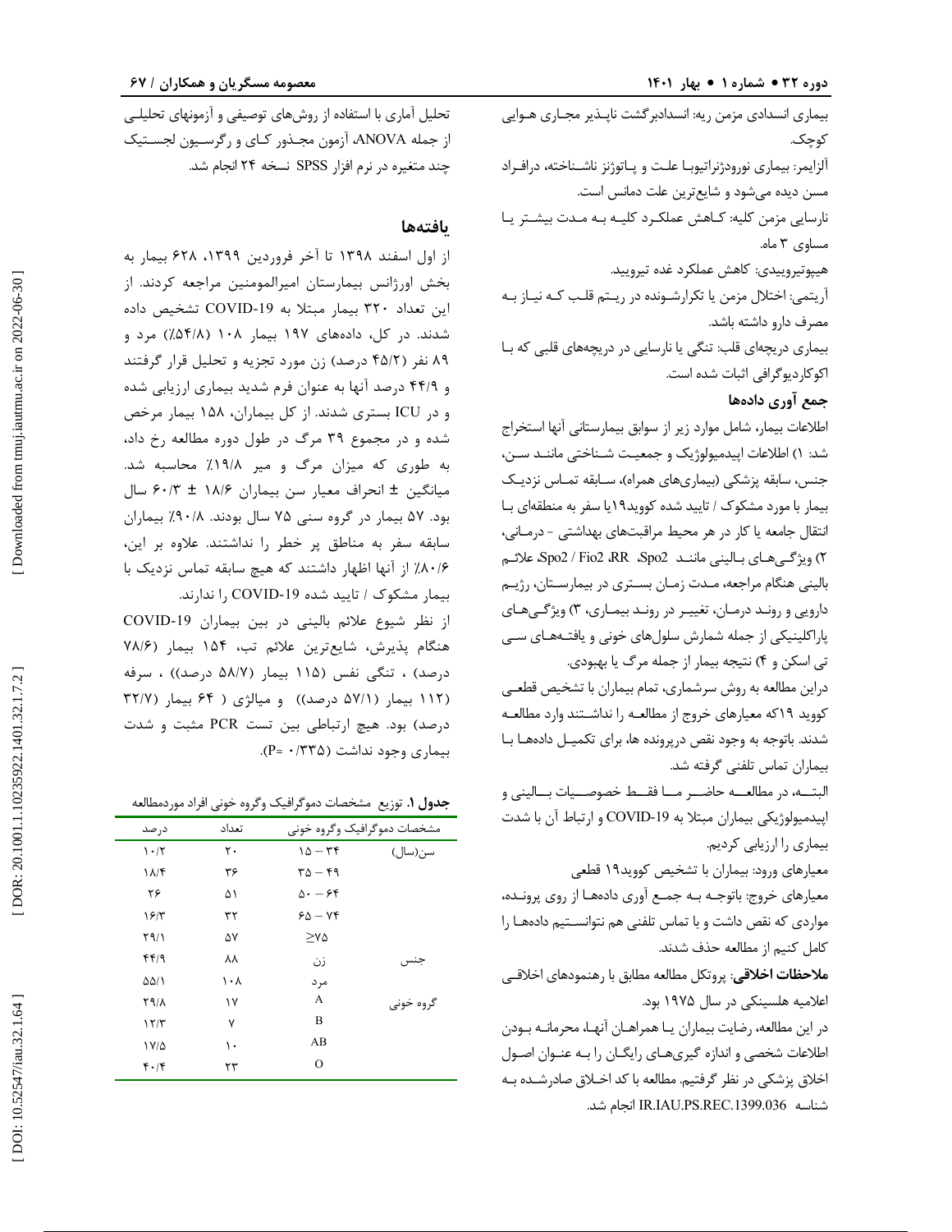بیماری انسدادی مزمن ریه: انسدادبرگشت ناپـذیر مجـاری هـوایی کوچک.

آلزایمر: بیماری نورودژنراتیوبا علـت و پـاتوژنز ناشـناخته، درافـراد مسن دیده می‌شود و شایع‌ترین علت دمانس است.

نارسایی مزمن کلیه: کـاهش عملکـرد کلیـه بـه مـدت بیشـتر یـا مساوی ۳ ماه.

هیپوتیروییدی: کاهش عملکرد غده تیرویید.

آریتمی: اختلال مزمن یا تکرارشـونده در ریـتم قلـب کـه نیـاز بـه مصرف دارو داشته باشد.

بیماری دریچه‌ای قلب: تنگی یا نارسایی در دریچه‌های قلبی که بـا اکوکاردیوگرافی اثبات شده است.

### جمع آوری داده‌ها

اطلاعات بیمار، شامل موارد زیر از سوابق بیمارستانی آنها استخراج شد: ۱) اطلاعات اپیدمیولوژیک و جمعیـت شـناختی ماننـد سـن، جنس، سابقه پزشکی (بیماری‌های همراه)، سـابقه تمـاس نزدیـک بیمار با مورد مشکوک / تایید شده کووید۱۹یا سفر به منطقه‌ای بـا انتقال جامعه یا کار در هر محیط مراقبت‌های بهداشتی - درمـانی، ۲) ویژگـی‌هـای بـالینی ماننـد Spo2، RR، Spo2 / Fio2، علائـم بالینی هنگام مراجعه، مـدت زمـان بسـتری در بیمارسـتان، رژیـم دارویی و رونـد درمـان، تغییـر در رونـد بیمـاری، ۳) ویژگـی‌هـای پاراکلینیکی از جمله شمارش سلول‌های خونی و یافتـه‌هـای سـی تی اسکن و ۴) نتیجه بیمار از جمله مرگ یا بهبودی.

دراین مطالعه به روش سرشماری، تمام بیماران با تشخیص قطعـی کووید ۱۹که معیارهای خروج از مطالعـه را نداشـتند وارد مطالعـه شدند. باتوجه به وجود نقص درپرونده ها، برای تکمیـل داده‌هـا بـا بیماران تماس تلفنی گرفته شد.

البتـــه، در مطالعـــه حاضـــر مـــا فقـــط خصوصـــیات بـــالینی و اپیدمیولوژیکی بیماران مبتلا به COVID-19 و ارتباط آن با شدت بیماری را ارزیابی کردیم.

معیارهای ورود: بیماران با تشخیص کووید۱۹ قطعی

معیارهای خروج: باتوجـه بـه جمـع آوری داده‌هـا از روی پرونـده، مواردی که نقص داشت و با تماس تلفنی هم نتوانسـتیم داده‌هـا را کامل کنیم از مطالعه حذف شدند.

**ملاحظات اخلاقی**: پروتکل مطالعه مطابق با رهنمودهای اخلاقـی اعلامیه هلسینکی در سال ۱۹۷۵ بود.

در این مطالعه، رضایت بیماران یـا همراهـان آنهـا، محرمانـه بـودن اطلاعات شخصی و اندازه گیری‌هـای رایگـان را بـه عنـوان اصـول اخلاق پزشکی در نظر گرفتیم. مطالعه با کد اخـلاق صادرشـده بـه شناسه IR.IAU.PS.REC.1399.036 انجام شد.

تحلیل آماری با استفاده از روش‌های توصیفی و آزمونهای تحلیلـی از جمله ANOVA، آزمون مجـذور کـای و رگرسـیون لجسـتیک چند متغیره در نرم افزار SPSS نسخه ۲۴ انجام شد.

## یافته‌ها

از اول اسفند ۱۳۹۸ تا آخر فروردین ۱۳۹۹، ۶۲۸ بیمار به بخش اورژانس بیمارستان امیرالمومنین مراجعه کردند. از این تعداد ۳۲۰ بیمار مبتلا به COVID-19 تشخیص داده شدند. در کل، داده‌های ۱۹۷ بیمار ۱۰۸ (۵۴/۸٪) مرد و ۸۹ نفر (۴۵/۲ درصد) زن مورد تجزیه و تحلیل قرار گرفتند و ۴۴/۹ درصد آنها به عنوان فرم شدید بیماری ارزیابی شده و در ICU بستری شدند. از کل بیماران، ۱۵۸ بیمار مرخص شده و در مجموع ۳۹ مرگ در طول دوره مطالعه رخ داد، به طوری که میزان مرگ و میر ۱۹/۸٪ محاسبه شد. میانگین ± انحراف معیار سن بیماران ۱۸/۶ ± ۶۰/۳ سال بود. ۵۷ بیمار در گروه سنی ۷۵ سال بودند. ۹۰/۸٪ بیماران سابقه سفر به مناطق پر خطر را نداشتند. علاوه بر این، ۸۰/۶٪ از آنها اظهار داشتند که هیچ سابقه تماس نزدیک با بیمار مشکوک / تایید شده COVID-19 را ندارند.

از نظر شیوع علائم بالینی در بین بیماران COVID-19 هنگام پذیرش، شایع‌ترین علائم تب، ۱۵۴ بیمار (۷۸/۶ درصد) ، تنگی نفس (۱۱۵ بیمار (۵۸/۷ درصد)) ، سرفه (۱۱۲ بیمار (۵۷/۱ درصد)) و میالژی ( ۶۴ بیمار (۳۲/۷ درصد) بود. هیچ ارتباطی بین تست PCR مثبت و شدت بیماری وجود نداشت (P= ۰/۳۳۵).

**جدول ۱**. توزیع مشخصات دموگرافیک وگروه خونی افراد موردمطالعه

| مشخصات دموگرافیک وگروه خونی | | تعداد | درصد |
|---|---|---|---|
| سن(سال) | ۱۵ – ۳۴ | ۲۰ | ۱۰/۲ |
| | ۳۵ – ۴۹ | ۳۶ | ۱۸/۴ |
| | ۵۰ – ۶۴ | ۵۱ | ۲۶ |
| | ۶۵ – ۷۴ | ۳۲ | ۱۶/۳ |
| | ≥۷۵ | ۵۷ | ۲۹/۱ |
| جنس | زن | ۸۸ | ۴۴/۹ |
| | مرد | ۱۰۸ | ۵۵/۱ |
| گروه خونی | A | ۱۷ | ۲۹/۸ |
| | B | ۷ | ۱۲/۳ |
| | AB | ۱۰ | ۱۷/۵ |
| | O | ۲۳ | ۴۰/۴ |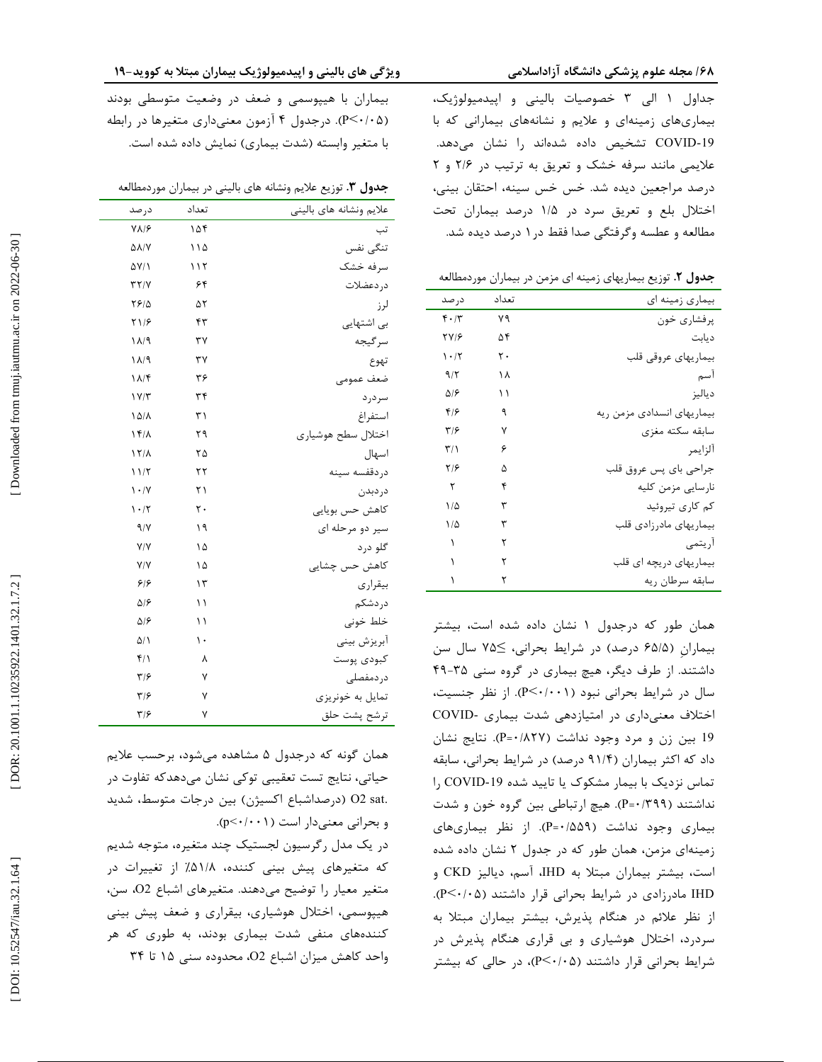جداول ۱ الی ۳ خصوصیات بالینی و اپیدمیولوژیک، بیماری‌های زمینه‌ای و علایم و نشانه‌های بیمارانی که با COVID-19 تشخیص داده شده‌اند را نشان می‌دهد. علایمی مانند سرفه خشک و تعریق به ترتیب در ۲/۶ و ۲ درصد مراجعین دیده شد. خس خس سینه، احتقان بینی، اختلال بلع و تعریق سرد در ۱/۵ درصد بیماران تحت مطالعه و عطسه وگرفتگی صدا فقط در ۱ درصد دیده شد.

**جدول ۲**. توزیع بیماریهای زمینه ای مزمن در بیماران موردمطالعه

| بیماری زمینه ای | تعداد | درصد |
|---|---|---|
| پرفشاری خون | ۷۹ | ۴۰/۳ |
| دیابت | ۵۴ | ۲۷/۶ |
| بیماریهای عروقی قلب | ۲۰ | ۱۰/۲ |
| آسم | ۱۸ | ۹/۲ |
| دیالیز | ۱۱ | ۵/۶ |
| بیماریهای انسدادی مزمن ریه | ۹ | ۴/۶ |
| سابقه سکته مغزی | ۷ | ۳/۶ |
| آلزایمر | ۶ | ۳/۱ |
| جراحی بای پس عروق قلب | ۵ | ۲/۶ |
| نارسایی مزمن کلیه | ۴ | ۲ |
| کم کاری تیروئید | ۳ | ۱/۵ |
| بیماریهای مادرزادی قلب | ۳ | ۱/۵ |
| آریتمی | ۲ | ۱ |
| بیماریهای دریچه ای قلب | ۲ | ۱ |
| سابقه سرطان ریه | ۲ | ۱ |

همان طور که درجدول ۱ نشان داده شده است، بیشتر بیمارانِ (۶۵/۵ درصد) در شرایط بحرانی، ≤۷۵ سال سن داشتند. از طرف دیگر، هیچ بیماری در گروه سنی ۳۵-۴۹ سال در شرایط بحرانی نبود (P<۰/۰۰۱). از نظر جنسیت، اختلاف معنی‌داری در امتیازدهی شدت بیماری COVID-19 بین زن و مرد وجود نداشت (P=۰/۸۲۷). نتایج نشان داد که اکثر بیماران (۹۱/۴ درصد) در شرایط بحرانی، سابقه تماس نزدیک با بیمار مشکوک یا تایید شده COVID-19 را نداشتند (P=۰/۳۹۹). هیچ ارتباطی بین گروه خون و شدت بیماری وجود نداشت (P=۰/۵۵۹). از نظر بیماری‌های زمینه‌ای مزمن، همان طور که در جدول ۲ نشان داده شده است، بیشتر بیماران مبتلا به IHD، آسم، دیالیز CKD و IHD مادرزادی در شرایط بحرانی قرار داشتند (P<۰/۰۵). از نظر علائم در هنگام پذیرش، بیشتر بیماران مبتلا به سردرد، اختلال هوشیاری و بی قراری هنگام پذیرش در شرایط بحرانی قرار داشتند (P<۰/۰۵)، در حالی که بیشتر بیماران با هیپوسمی و ضعف در وضعیت متوسطی بودند (P<۰/۰۵). درجدول ۴ آزمون معنی‌داری متغیرها در رابطه با متغیر وابسته (شدت بیماری) نمایش داده شده است.

**جدول ۳**. توزیع علایم ونشانه های بالینی در بیماران موردمطالعه

| علایم ونشانه های بالینی | تعداد | درصد |
|---|---|---|
| تب | ۱۵۴ | ۷۸/۶ |
| تنگی نفس | ۱۱۵ | ۵۸/۷ |
| سرفه خشک | ۱۱۲ | ۵۷/۱ |
| دردعضلات | ۶۴ | ۳۲/۷ |
| لرز | ۵۲ | ۲۶/۵ |
| بی اشتهایی | ۴۳ | ۲۱/۶ |
| سرگیجه | ۳۷ | ۱۸/۹ |
| تهوع | ۳۷ | ۱۸/۹ |
| ضعف عمومی | ۳۶ | ۱۸/۴ |
| سردرد | ۳۴ | ۱۷/۳ |
| استفراغ | ۳۱ | ۱۵/۸ |
| اختلال سطح هوشیاری | ۲۹ | ۱۴/۸ |
| اسهال | ۲۵ | ۱۲/۸ |
| دردقفسه سینه | ۲۲ | ۱۱/۲ |
| دردبدن | ۲۱ | ۱۰/۷ |
| کاهش حس بویایی | ۲۰ | ۱۰/۲ |
| سیر دو مرحله ای | ۱۹ | ۹/۷ |
| گلو درد | ۱۵ | ۷/۷ |
| کاهش حس چشایی | ۱۵ | ۷/۷ |
| بیقراری | ۱۳ | ۶/۶ |
| دردشکم | ۱۱ | ۵/۶ |
| خلط خونی | ۱۱ | ۵/۶ |
| آبریزش بینی | ۱۰ | ۵/۱ |
| کبودی پوست | ۸ | ۴/۱ |
| دردمفصلی | ۷ | ۳/۶ |
| تمایل به خونریزی | ۷ | ۳/۶ |
| ترشح پشت حلق | ۷ | ۳/۶ |

همان گونه که درجدول ۵ مشاهده می‌شود، برحسب علایم حیاتی، نتایج تست تعقیبی توکی نشان می‌دهدکه تفاوت در O2 sat. (درصداشباع اکسیژن) بین درجات متوسط، شدید و بحرانی معنی‌دار است (p<۰/۰۰۱).

در یک مدل رگرسیون لجستیک چند متغیره، متوجه شدیم که متغیرهای پیش بینی کننده، ۵۱/۸٪ از تغییرات در متغیر معیار را توضیح می‌دهند. متغیرهای اشباع O2، سن، هیپوسمی، اختلال هوشیاری، بیقراری و ضعف پیش بینی کننده‌های منفی شدت بیماری بودند، به طوری که هر واحد کاهش میزان اشباع O2، محدوده سنی ۱۵ تا ۳۴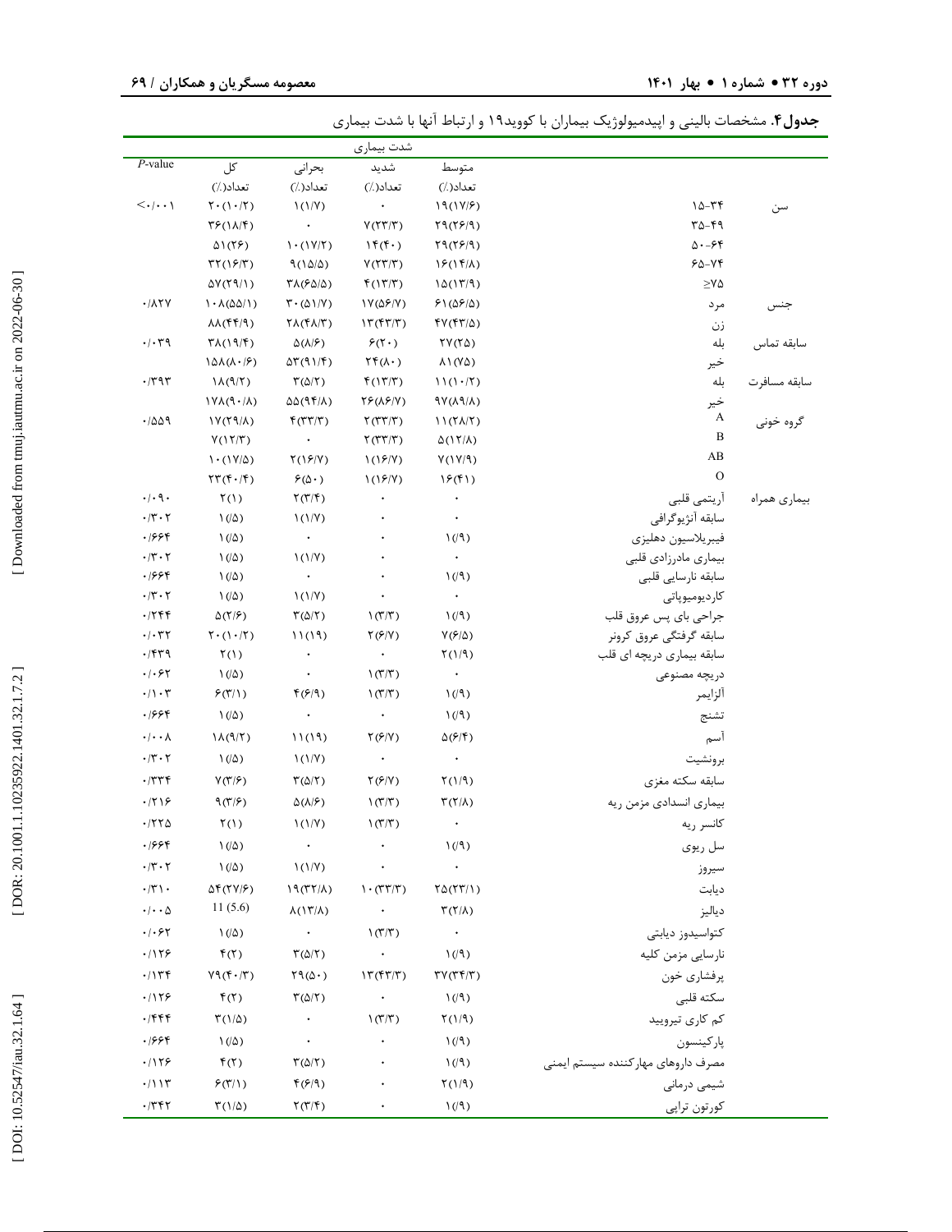**جدول۴.** مشخصات بالینی و اپیدمیولوژیک بیماران با کووید۱۹ و ارتباط آنها با شدت بیماری

| | | شدت بیماری | | | | |
|---|---|---|---|---|---|---|
| | | متوسط | شدید | بحرانی | کل | *P*-value |
| | | تعداد(٪) | تعداد(٪) | تعداد(٪) | تعداد(٪) | |
| سن | ۳۴-۱۵ | ۱۹(۱۷/۶) | ۰ | ۱(۱/۷) | ۲۰(۱۰/۲) | <۰/۰۰۱ |
| | ۴۹-۳۵ | ۲۹(۲۶/۹) | ۷(۲۳/۳) | ۰ | ۳۶(۱۸/۴) | |
| | ۶۴-۵۰ | ۲۹(۲۶/۹) | ۱۴(۴۰) | ۱۰(۱۷/۲) | ۵۱(۲۶) | |
| | ۷۴-۶۵ | ۱۶(۱۴/۸) | ۷(۲۳/۳) | ۹(۱۵/۵) | ۳۲(۱۶/۳) | |
| | ≥۷۵ | ۱۵(۱۳/۹) | ۴(۱۳/۳) | ۳۸(۶۵/۵) | ۵۷(۲۹/۱) | |
| جنس | مرد | ۶۱(۵۶/۵) | ۱۷(۵۶/۷) | ۳۰(۵۱/۷) | ۱۰۸(۵۵/۱) | ۰/۸۲۷ |
| | زن | ۴۷(۴۳/۵) | ۱۳(۴۳/۳) | ۲۸(۴۸/۳) | ۸۸(۴۴/۹) | |
| سابقه تماس | بله | ۲۷(۲۵) | ۶(۲۰) | ۵(۸/۶) | ۳۸(۱۹/۴) | ۰/۰۳۹ |
| | خیر | ۸۱(۷۵) | ۲۴(۸۰) | ۵۳(۹۱/۴) | ۱۵۸(۸۰/۶) | |
| سابقه مسافرت | بله | ۱۱(۱۰/۲) | ۴(۱۳/۳) | ۳(۵/۲) | ۱۸(۹/۲) | ۰/۳۹۳ |
| | خیر | ۹۷(۸۹/۸) | ۲۶(۸۶/۷) | ۵۵(۹۴/۸) | ۱۷۸(۹۰/۸) | |
| گروه خونی | A | ۱۱(۲۸/۲) | ۲(۳۳/۳) | ۴(۳۳/۳) | ۱۷(۲۹/۸) | ۰/۵۵۹ |
| | B | ۵(۱۲/۸) | ۲(۳۳/۳) | ۰ | ۷(۱۲/۳) | |
| | AB | ۷(۱۷/۹) | ۱(۱۶/۷) | ۲(۱۶/۷) | ۱۰(۱۷/۵) | |
| | O | ۱۶(۴۱) | ۱(۱۶/۷) | ۶(۵۰) | ۲۳(۴۰/۴) | |
| بیماری همراه | آریتمی قلبی | ۰ | ۰ | ۲(۳/۴) | ۲(۱) | ۰/۰۹۰ |
| | سابقه آنژیوگرافی | ۰ | ۰ | ۱(۱/۷) | ۱(۰/۵) | ۰/۳۰۲ |
| | فیبریلاسیون دهلیزی | ۱(۰/۹) | ۰ | ۰ | ۱(۰/۵) | ۰/۶۶۴ |
| | بیماری مادرزادی قلبی | ۰ | ۰ | ۱(۱/۷) | ۱(۰/۵) | ۰/۳۰۲ |
| | سابقه نارسایی قلبی | ۱(۰/۹) | ۰ | ۰ | ۱(۰/۵) | ۰/۶۶۴ |
| | کاردیومیوپاتی | ۰ | ۰ | ۱(۱/۷) | ۱(۰/۵) | ۰/۳۰۲ |
| | جراحی بای پس عروق قلب | ۱(۰/۹) | ۱(۳/۳) | ۳(۵/۲) | ۵(۲/۶) | ۰/۲۴۴ |
| | سابقه گرفتگی عروق کرونر | ۷(۶/۵) | ۲(۶/۷) | ۱۱(۱۹) | ۲۰(۱۰/۲) | ۰/۰۳۲ |
| | سابقه بیماری دریچه ای قلب | ۲(۱/۹) | ۰ | ۰ | ۲(۱) | ۰/۴۳۹ |
| | دریچه مصنوعی | ۰ | ۱(۳/۳) | ۰ | ۱(۰/۵) | ۰/۰۶۲ |
| | آلزایمر | ۱(۰/۹) | ۱(۳/۳) | ۴(۶/۹) | ۶(۳/۱) | ۰/۱۰۳ |
| | تشنج | ۱(۰/۹) | ۰ | ۰ | ۱(۰/۵) | ۰/۶۶۴ |
| | آسم | ۵(۶/۴) | ۲(۶/۷) | ۱۱(۱۹) | ۱۸(۹/۲) | ۰/۰۰۸ |
| | برونشیت | ۰ | ۰ | ۱(۱/۷) | ۱(۰/۵) | ۰/۳۰۲ |
| | سابقه سکته مغزی | ۲(۱/۹) | ۲(۶/۷) | ۳(۵/۲) | ۷(۳/۶) | ۰/۳۳۴ |
| | بیماری انسدادی مزمن ریه | ۳(۲/۸) | ۱(۳/۳) | ۵(۸/۶) | ۹(۳/۶) | ۰/۲۱۶ |
| | کانسر ریه | ۰ | ۱(۳/۳) | ۱(۱/۷) | ۲(۱) | ۰/۲۲۵ |
| | سل ریوی | ۱(۰/۹) | ۰ | ۰ | ۱(۰/۵) | ۰/۶۶۴ |
| | سیروز | ۰ | ۰ | ۱(۱/۷) | ۱(۰/۵) | ۰/۳۰۲ |
| | دیابت | ۲۵(۲۳/۱) | ۱۰(۳۳/۳) | ۱۹(۳۲/۸) | ۵۴(۲۷/۶) | ۰/۳۱۰ |
| | دیالیز | ۳(۲/۸) | ۰ | ۸(۱۳/۸) | 11 (5.6) | ۰/۰۰۵ |
| | کتواسیدوز دیابتی | ۰ | ۱(۳/۳) | ۰ | ۱(۰/۵) | ۰/۰۶۲ |
| | نارسایی مزمن کلیه | ۱(۰/۹) | ۰ | ۳(۵/۲) | ۴(۲) | ۰/۱۲۶ |
| | پرفشاری خون | ۳۷(۳۴/۳) | ۱۳(۴۳/۳) | ۲۹(۵۰) | ۷۹(۴۰/۳) | ۰/۱۳۴ |
| | سکته قلبی | ۱(۰/۹) | ۰ | ۳(۵/۲) | ۴(۲) | ۰/۱۲۶ |
| | کم کاری تیرویید | ۲(۱/۹) | ۱(۳/۳) | ۰ | ۳(۱/۵) | ۰/۴۴۴ |
| | پارکینسون | ۱(۰/۹) | ۰ | ۰ | ۱(۰/۵) | ۰/۶۶۴ |
| | مصرف داروهای مهارکننده سیستم ایمنی | ۱(۰/۹) | ۰ | ۳(۵/۲) | ۴(۲) | ۰/۱۲۶ |
| | شیمی درمانی | ۲(۱/۹) | ۰ | ۴(۶/۹) | ۶(۳/۱) | ۰/۱۱۳ |
| | کورتون تراپی | ۱(۰/۹) | ۰ | ۲(۳/۴) | ۳(۱/۵) | ۰/۳۴۲ |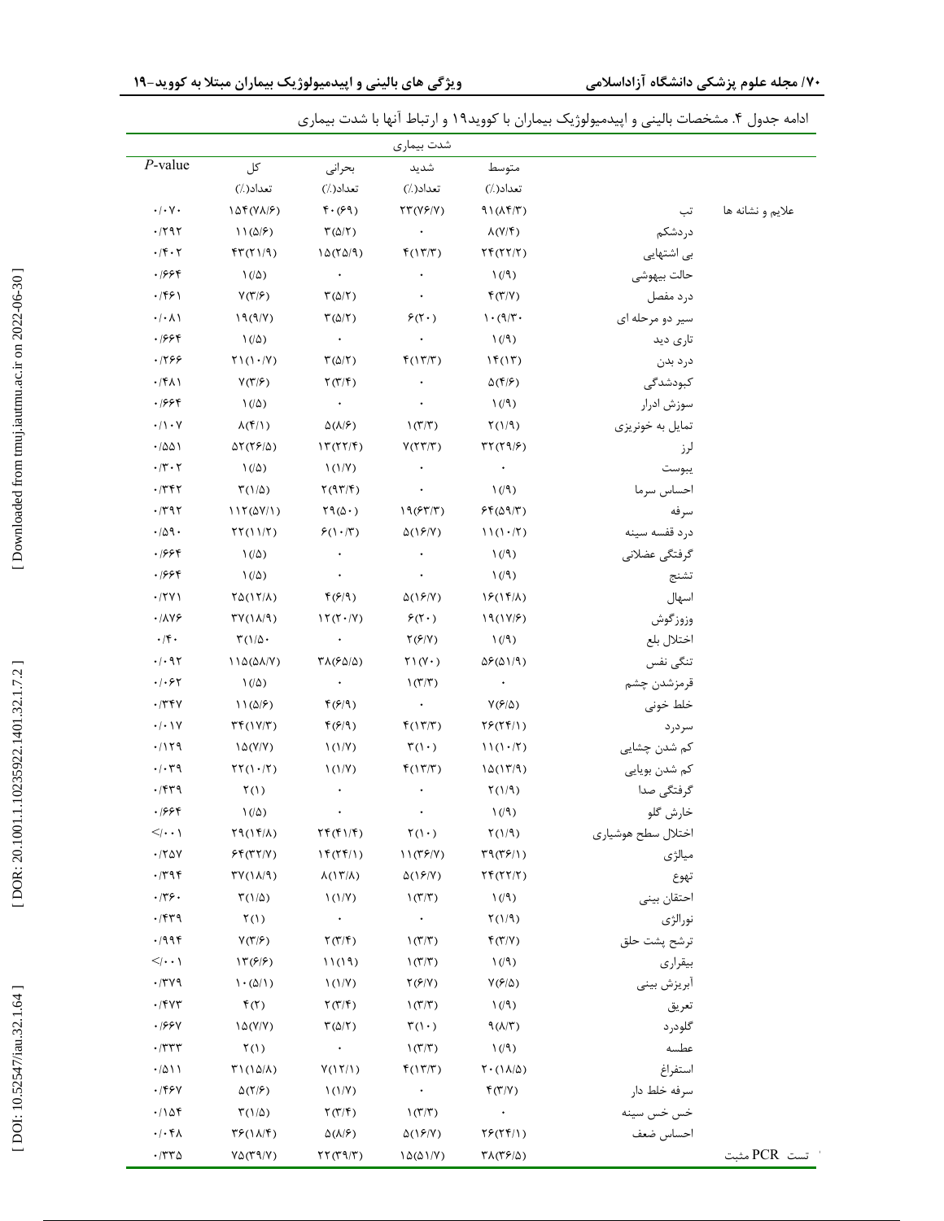ادامه جدول ۴. مشخصات بالینی و اپیدمیولوژیک بیماران با کووید۱۹ و ارتباط آنها با شدت بیماری

| | | شدت بیماری | | | | |
|---|---|---|---|---|---|---|
| | | متوسط | شدید | بحرانی | کل | *P*-value |
| | | تعداد(٪) | تعداد(٪) | تعداد(٪) | تعداد(٪) | |
| علایم و نشانه ها | تب | ۹۱(۸۴/۳) | ۲۳(۷۶/۷) | ۴۰(۶۹) | ۱۵۴(۷۸/۶) | ۰/۰۷۰ |
| | دردشکم | ۸(۷/۴) | ۰ | ۳(۵/۲) | ۱۱(۵/۶) | ۰/۲۹۲ |
| | بی اشتهایی | ۲۴(۲۲/۲) | ۴(۱۳/۳) | ۱۵(۲۵/۹) | ۴۳(۲۱/۹) | ۰/۴۰۲ |
| | حالت بیهوشی | ۱(/۹) | ۰ | ۰ | ۱(/۵) | ۰/۶۶۴ |
| | درد مفصل | ۴(۳/۷) | ۰ | ۳(۵/۲) | ۷(۳/۶) | ۰/۴۶۱ |
| | سیر دو مرحله ای | ۱۰(۹/۳۰ | ۶(۲۰) | ۳(۵/۲) | ۱۹(۹/۷) | ۰/۰۸۱ |
| | تاری دید | ۱(/۹) | ۰ | ۰ | ۱(/۵) | ۰/۶۶۴ |
| | درد بدن | ۱۴(۱۳) | ۴(۱۳/۳) | ۳(۵/۲) | ۲۱(۱۰/۷) | ۰/۲۶۶ |
| | کبودشدگی | ۵(۴/۶) | ۰ | ۲(۳/۴) | ۷(۳/۶) | ۰/۴۸۱ |
| | سوزش ادرار | ۱(/۹) | ۰ | ۰ | ۱(/۵) | ۰/۶۶۴ |
| | تمایل به خونریزی | ۲(۱/۹) | ۱(۳/۳) | ۵(۸/۶) | ۸(۴/۱) | ۰/۱۰۷ |
| | لرز | ۳۲(۲۹/۶) | ۷(۲۳/۳) | ۱۳(۲۲/۴) | ۵۲(۲۶/۵) | ۰/۵۵۱ |
| | یبوست | ۰ | ۰ | ۱(۱/۷) | ۱(/۵) | ۰/۳۰۲ |
| | احساس سرما | ۱(/۹) | ۰ | ۲(۹۳/۴) | ۳(۱/۵) | ۰/۳۴۲ |
| | سرفه | ۶۴(۵۹/۳) | ۱۹(۶۳/۳) | ۲۹(۵۰) | ۱۱۲(۵۷/۱) | ۰/۳۹۲ |
| | درد قفسه سینه | ۱۱(۱۰/۲) | ۵(۱۶/۷) | ۶(۱۰/۳) | ۲۲(۱۱/۲) | ۰/۵۹۰ |
| | گرفتگی عضلانی | ۱(/۹) | ۰ | ۰ | ۱(/۵) | ۰/۶۶۴ |
| | تشنج | ۱(/۹) | ۰ | ۰ | ۱(/۵) | ۰/۶۶۴ |
| | اسهال | ۱۶(۱۴/۸) | ۵(۱۶/۷) | ۴(۶/۹) | ۲۵(۱۲/۸) | ۰/۲۷۱ |
| | وزوزگوش | ۱۹(۱۷/۶) | ۶(۲۰) | ۱۲(۲۰/۷) | ۳۷(۱۸/۹) | ۰/۸۷۶ |
| | اختلال بلع | ۱(/۹) | ۲(۶/۷) | ۰ | ۳(۱/۵۰ | ۰/۴۰ |
| | تنگی نفس | ۵۶(۵۱/۹) | ۲۱(۷۰) | ۳۸(۶۵/۵) | ۱۱۵(۵۸/۷) | ۰/۰۹۲ |
| | قرمزشدن چشم | ۰ | ۱(۳/۳) | ۰ | ۱(/۵) | ۰/۰۶۲ |
| | خلط خونی | ۷(۶/۵) | ۰ | ۴(۶/۹) | ۱۱(۵/۶) | ۰/۳۴۷ |
| | سردرد | ۲۶(۲۴/۱) | ۴(۱۳/۳) | ۴(۶/۹) | ۳۴(۱۷/۳) | ۰/۰۱۷ |
| | کم شدن چشایی | ۱۱(۱۰/۲) | ۳(۱۰) | ۱(۱/۷) | ۱۵(۷/۷) | ۰/۱۲۹ |
| | کم شدن بویایی | ۱۵(۱۳/۹) | ۴(۱۳/۳) | ۱(۱/۷) | ۲۲(۱۰/۲) | ۰/۰۳۹ |
| | گرفتگی صدا | ۲(۱/۹) | ۰ | ۰ | ۲(۱) | ۰/۴۳۹ |
| | خارش گلو | ۱(/۹) | ۰ | ۰ | ۱(/۵) | ۰/۶۶۴ |
| | اختلال سطح هوشیاری | ۲(۱/۹) | ۲(۱۰) | ۲۴(۴۱/۴) | ۲۹(۱۴/۸) | <۰/۰۰۱ |
| | میالژی | ۳۹(۳۶/۱) | ۱۱(۳۶/۷) | ۱۴(۲۴/۱) | ۶۴(۳۲/۷) | ۰/۲۵۷ |
| | تهوع | ۲۴(۲۲/۲) | ۵(۱۶/۷) | ۸(۱۳/۸) | ۳۷(۱۸/۹) | ۰/۳۹۴ |
| | احتقان بینی | ۱(/۹) | ۱(۳/۳) | ۱(۱/۷) | ۳(۱/۵) | ۰/۳۶۰ |
| | نورالژی | ۲(۱/۹) | ۰ | ۰ | ۲(۱) | ۰/۴۳۹ |
| | ترشح پشت حلق | ۴(۳/۷) | ۱(۳/۳) | ۲(۳/۴) | ۷(۳/۶) | ۰/۹۹۴ |
| | بیقراری | ۱(/۹) | ۱(۳/۳) | ۱۱(۱۹) | ۱۳(۶/۶) | <۰/۰۰۱ |
| | آبریزش بینی | ۷(۶/۵) | ۲(۶/۷) | ۱(۱/۷) | ۱۰(۵/۱) | ۰/۳۷۹ |
| | تعریق | ۱(/۹) | ۱(۳/۳) | ۲(۳/۴) | ۴(۲) | ۰/۴۷۳ |
| | گلودرد | ۹(۸/۳) | ۳(۱۰) | ۳(۵/۲) | ۱۵(۷/۷) | ۰/۶۶۷ |
| | عطسه | ۱(/۹) | ۱(۳/۳) | ۰ | ۲(۱) | ۰/۳۳۳ |
| | استفراغ | ۲۰(۱۸/۵) | ۴(۱۳/۳) | ۷(۱۲/۱) | ۳۱(۱۵/۸) | ۰/۵۱۱ |
| | سرفه خلط دار | ۴(۳/۷) | ۰ | ۱(۱/۷) | ۵(۲/۶) | ۰/۴۶۷ |
| | خس خس سینه | ۰ | ۱(۳/۳) | ۲(۳/۴) | ۳(۱/۵) | ۰/۱۵۴ |
| | احساس ضعف | ۲۶(۲۴/۱) | ۵(۱۶/۷) | ۵(۸/۶) | ۳۶(۱۸/۴) | ۰/۰۴۸ |
| تست PCR مثبت | | ۳۸(۳۶/۵) | ۱۵(۵۱/۷) | ۲۲(۳۹/۳) | ۷۵(۳۹/۷) | ۰/۳۳۵ |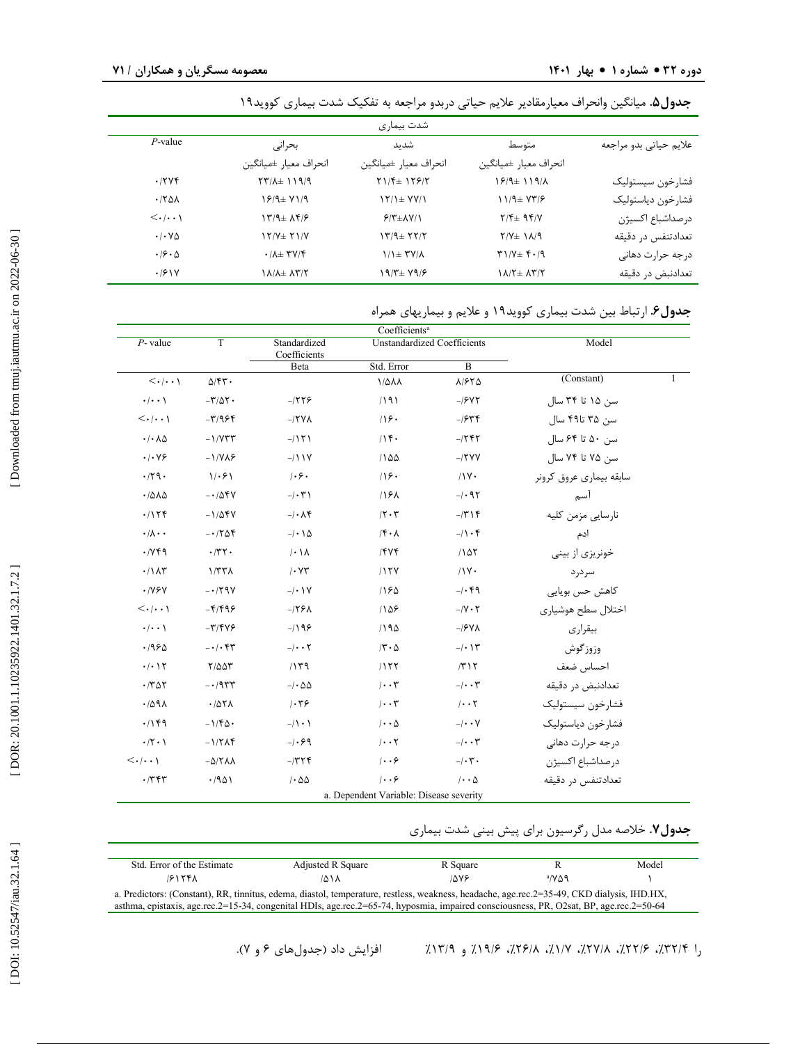**جدول۵.** میانگین وانحراف معیارمقادیر علایم حیاتی دربدو مراجعه به تفکیک شدت بیماری کووید۱۹

| علایم حیاتی بدو مراجعه | شدت بیماری | | | P-value |
|---|---|---|---|---|
| | متوسط | شدید | بحرانی | |
| | انحراف معیار ±میانگین | انحراف معیار ±میانگین | انحراف معیار ±میانگین | |
| فشارخون سیستولیک | ۱۱۹/۸ ±۱۶/۹ | ۱۲۶/۲ ±۲۱/۴ | ۱۱۹/۹ ±۲۳/۸ | ۰/۲۷۴ |
| فشارخون دیاستولیک | ۷۳/۶ ±۱۱/۹ | ۷۷/۱ ±۱۲/۱ | ۷۱/۹ ±۱۶/۹ | ۰/۲۵۸ |
| درصداشباع اکسیژن | ۹۴/۷ ±۲/۴ | ۸۷/۱±۶/۳ | ۸۴/۶ ±۱۳/۹ | <۰/۰۰۱ |
| تعدادتنفس در دقیقه | ۱۸/۹ ±۲/۷ | ۲۲/۲ ±۱۳/۹ | ۲۱/۷ ±۱۲/۷ | ۰/۰۷۵ |
| درجه حرارت دهانی | ۴۰/۹ ±۳۱/۷ | ۳۷/۸ ±۱/۱ | ۳۷/۴ ±۰/۸ | ۰/۶۰۵ |
| تعدادنبض در دقیقه | ۸۳/۲ ±۱۸/۲ | ۷۹/۶ ±۱۹/۳ | ۸۳/۲ ±۱۸/۸ | ۰/۶۱۷ |

**جدول۶.** ارتباط بین شدت بیماری کووید۱۹ و علایم و بیماریهای همراه

| Model | | Unstandardized Coefficients B | Std. Error | Standardized Coefficients Beta | T | P- value |
|---|---|---|---|---|---|---|
| 1 | (Constant) | ۸/۶۲۵ | ۱/۵۸۸ | | ۵/۴۳۰ | <۰/۰۰۱ |
| | سن ۱۵ تا ۳۴ سال | -/۶۷۲ | /۱۹۱ | -/۲۲۶ | -۳/۵۲۰ | ۰/۰۰۱ |
| | سن ۳۵ تا۴۹ سال | -/۶۳۴ | /۱۶۰ | -/۲۷۸ | -۳/۹۶۴ | <۰/۰۰۱ |
| | سن ۵۰ تا ۶۴ سال | -/۲۴۲ | /۱۴۰ | -/۱۲۱ | -۱/۷۳۳ | ۰/۰۸۵ |
| | سن ۷۵ تا ۷۴ سال | -/۲۷۷ | /۱۵۵ | -/۱۱۷ | -۱/۷۸۶ | ۰/۰۷۶ |
| | سابقه بیماری عروق کرونر | /۱۷۰ | /۱۶۰ | /۰۶۰ | ۱/۰۶۱ | ۰/۲۹۰ |
| | آسم | -/۰۹۲ | /۱۶۸ | -/۰۳۱ | -۰/۵۴۷ | ۰/۵۸۵ |
| | نارسایی مزمن کلیه | -/۳۱۴ | /۲۰۳ | -/۰۸۴ | -۱/۵۴۷ | ۰/۱۲۴ |
| | ادم | -/۱۰۴ | /۴۰۸ | -/۰۱۵ | -۰/۲۵۴ | ۰/۸۰۰ |
| | خونریزی از بینی | /۱۵۲ | /۴۷۴ | /۰۱۸ | ۰/۳۲۰ | ۰/۷۴۹ |
| | سردرد | /۱۷۰ | /۱۲۷ | /۰۷۳ | ۱/۳۳۸ | ۰/۱۸۳ |
| | کاهش حس بویایی | -/۰۴۹ | /۱۶۵ | -/۰۱۷ | -۰/۲۹۷ | ۰/۷۶۷ |
| | اختلال سطح هوشیاری | -/۷۰۲ | /۱۵۶ | -/۲۶۸ | -۴/۴۹۶ | <۰/۰۰۱ |
| | بیقراری | -/۶۷۸ | /۱۹۵ | -/۱۹۶ | -۳/۴۷۶ | ۰/۰۰۱ |
| | وزوزگوش | -/۰۱۳ | /۳۰۵ | -/۰۰۲ | -۰/۰۴۳ | ۰/۹۶۵ |
| | احساس ضعف | /۳۱۲ | /۱۲۲ | /۱۳۹ | ۲/۵۵۳ | ۰/۰۱۲ |
| | تعدادنبض در دقیقه | -/۰۰۳ | /۰۰۳ | -/۰۵۵ | -۰/۹۳۳ | ۰/۳۵۲ |
| | فشارخون سیستولیک | /۰۰۲ | /۰۰۳ | /۰۳۶ | ۰/۵۲۸ | ۰/۵۹۸ |
| | فشارخون دیاستولیک | -/۰۰۷ | /۰۰۵ | -/۱۰۱ | -۱/۴۵۰ | ۰/۱۴۹ |
| | درجه حرارت دهانی | -/۰۰۳ | /۰۰۲ | -/۰۶۹ | -۱/۲۸۴ | ۰/۲۰۱ |
| | درصداشباع اکسیژن | -/۰۳۰ | /۰۰۶ | -/۳۲۴ | -۵/۲۸۸ | <۰/۰۰۱ |
| | تعدادتنفس در دقیقه | /۰۰۵ | /۰۰۶ | /۰۵۵ | ۰/۹۵۱ | ۰/۳۴۳ |

a. Dependent Variable: Disease severity

**جدول۷.** خلاصه مدل رگرسیون برای پیش بینی شدت بیماری

| Model | R | R Square | Adjusted R Square | Std. Error of the Estimate |
|---|---|---|---|---|
| ۱ | /۷۵۹[a] | /۵۷۶ | /۵۱۸ | /۶۱۲۴۸ |

a. Predictors: (Constant), RR, tinnitus, edema, diastol, temperature, restless, weakness, headache, age.rec.2=35-49, CKD dialysis, IHD.HX, asthma, epistaxis, age.rec.2=15-34, congenital HDIs, age.rec.2=65-74, hyposmia, impaired consciousness, PR, O2sat, BP, age.rec.2=50-64

را ۳۲/۴٪، ۲۲/۶٪، ۲۷/۸٪، ۱/۷٪، ۲۶/۸٪، ۱۹/۶٪ و ۱۳/۹٪ افزایش داد (جدول‌های ۶ و ۷).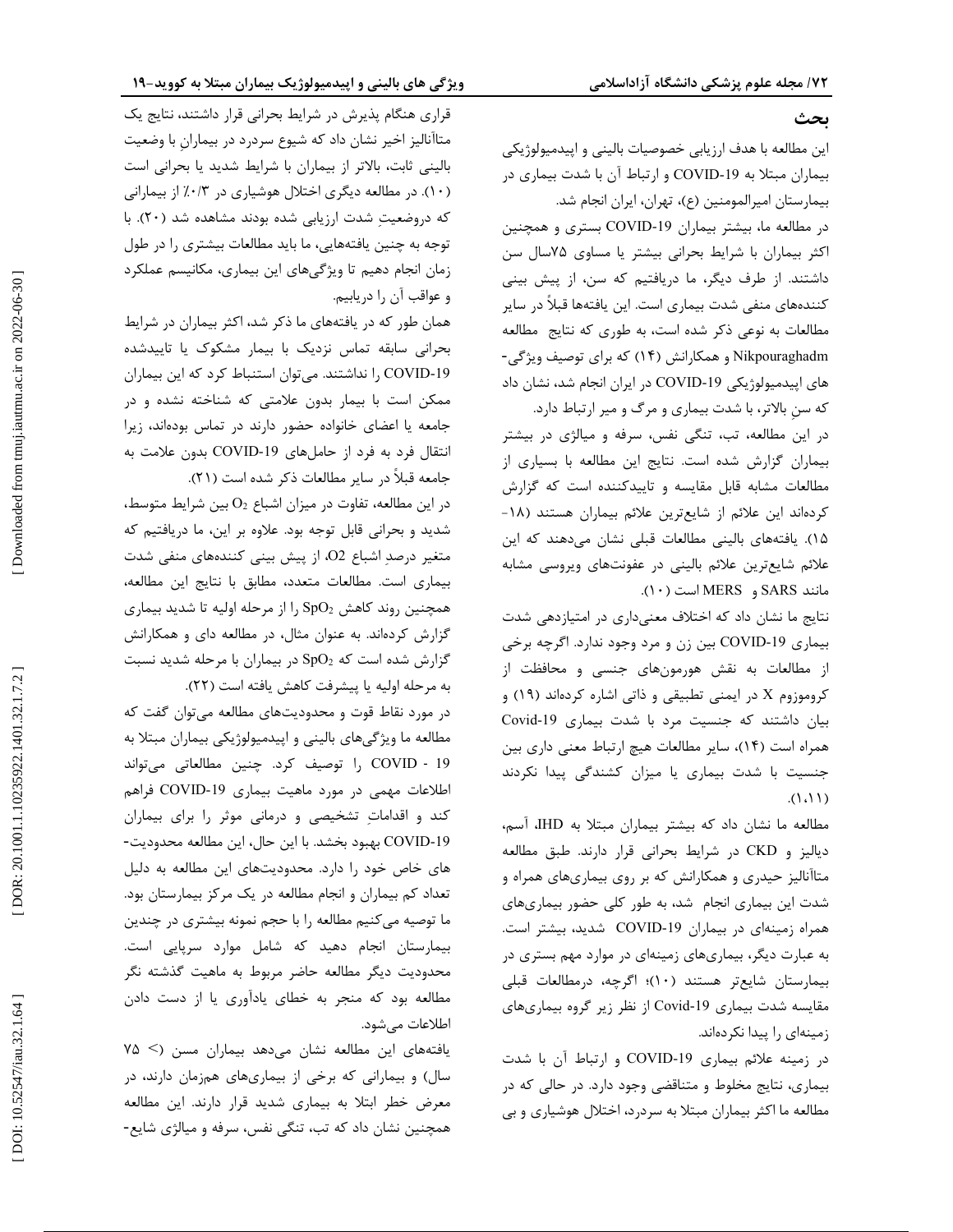## بحث

این مطالعه با هدف ارزیابی خصوصیات بالینی و اپیدمیولوژیکی بیماران مبتلا به COVID-19 و ارتباط آن با شدت بیماری در بیمارستان امیرالمومنین (ع)، تهران، ایران انجام شد.

در مطالعه ما، بیشتر بیماران COVID-19 بستری و همچنین اکثر بیماران با شرایط بحرانی بیشتر یا مساوی ۷۵سال سن داشتند. از طرف دیگر، ما دریافتیم که سن، از پیش بینی کننده‌های منفی شدت بیماری است. این یافته‌ها قبلاً در سایر مطالعات به نوعی ذکر شده است، به طوری که نتایج مطالعه Nikpouraghadm و همکارانش (۱۴) که برای توصیف ویژگی-های اپیدمیولوژیکی COVID-19 در ایران انجام شد، نشان داد که سنِ بالاتر، با شدت بیماری و مرگ و میر ارتباط دارد.

در این مطالعه، تب، تنگی نفس، سرفه و میالژی در بیشتر بیماران گزارش شده است. نتایج این مطالعه با بسیاری از مطالعات مشابه قابل مقایسه و تاییدکننده است که گزارش کرده‌اند این علائم از شایع‌ترین علائم بیماران هستند (۱۸-۱۵). یافته‌های بالینی مطالعات قبلی نشان می‌دهند که این علائم شایع‌ترین علائم بالینی در عفونت‌های ویروسی مشابه مانند SARS و MERS است (۱۰).

نتایج ما نشان داد که اختلاف معنی‌داری در امتیازدهی شدت بیماری COVID-19 بین زن و مرد وجود ندارد. اگرچه برخی از مطالعات به نقش هورمون‌های جنسی و محافظت از کروموزوم X در ایمنی تطبیقی و ذاتی اشاره کرده‌اند (۱۹) و بیان داشتند که جنسیت مرد با شدت بیماری Covid-19 همراه است (۱۴)، سایر مطالعات هیچ ارتباط معنی داری بین جنسیت با شدت بیماری یا میزان کشندگی پیدا نکردند (۱،۱۱).

مطالعه ما نشان داد که بیشتر بیماران مبتلا به IHD، آسم، دیالیز و CKD در شرایط بحرانی قرار دارند. طبق مطالعه متاآنالیز حیدری و همکارانش که بر روی بیماری‌های همراه و شدت این بیماری انجام شد، به طور کلی حضور بیماری‌های همراه زمینه‌ای در بیماران COVID-19 شدید، بیشتر است. به عبارت دیگر، بیماری‌های زمینه‌ای در موارد مهم بستری در بیمارستان شایع‌تر هستند (۱۰)؛ اگرچه، درمطالعات قبلی مقایسه شدت بیماری Covid-19 از نظر زیر گروه بیماری‌های زمینه‌ای را پیدا نکرده‌اند.

در زمینه علائم بیماری COVID-19 و ارتباط آن با شدت بیماری، نتایج مخلوط و متناقضی وجود دارد. در حالی که در مطالعه ما اکثر بیماران مبتلا به سردرد، اختلال هوشیاری و بی قراری هنگام پذیرش در شرایط بحرانی قرار داشتند، نتایج یک متاآنالیز اخیر نشان داد که شیوع سردرد در بیمارانِ با وضعیت بالینی ثابت، بالاتر از بیماران با شرایط شدید یا بحرانی است (۱۰). در مطالعه دیگری اختلال هوشیاری در ۰/۳٪ از بیمارانی که دروضعیتِ شدت ارزیابی شده بودند مشاهده شد (۲۰). با توجه به چنین یافته‌هایی، ما باید مطالعات بیشتری را در طول زمان انجام دهیم تا ویژگی‌های این بیماری، مکانیسم عملکرد و عواقب آن را دریابیم.

همان طور که در یافته‌های ما ذکر شد، اکثر بیماران در شرایط بحرانی سابقه تماس نزدیک با بیمار مشکوک یا تاییدشده COVID-19 را نداشتند. می‌توان استنباط کرد که این بیماران ممکن است با بیمار بدون علامتی که شناخته نشده و در جامعه یا اعضای خانواده حضور دارند در تماس بوده‌اند، زیرا انتقال فرد به فرد از حامل‌های COVID-19 بدون علامت به جامعه قبلاً در سایر مطالعات ذکر شده است (۲۱).

در این مطالعه، تفاوت در میزان اشباع $O_2$ بین شرایط متوسط، شدید و بحرانی قابل توجه بود. علاوه بر این، ما دریافتیم که متغیر درصدِ اشباع O2، از پیش بینی کننده‌های منفی شدت بیماری است. مطالعات متعدد، مطابق با نتایج این مطالعه، همچنین روند کاهش $SpO_2$ را از مرحله اولیه تا شدید بیماری گزارش کرده‌اند. به عنوان مثال، در مطالعه دای و همکارانش گزارش شده است که $SpO_2$ در بیماران با مرحله شدید نسبت به مرحله اولیه یا پیشرفت کاهش یافته است (۲۲).

در مورد نقاط قوت و محدودیت‌های مطالعه می‌توان گفت که مطالعه ما ویژگی‌های بالینی و اپیدمیولوژیکی بیماران مبتلا به COVID - 19 را توصیف کرد. چنین مطالعاتی می‌تواند اطلاعات مهمی در مورد ماهیت بیماری COVID-19 فراهم کند و اقداماتِ تشخیصی و درمانی موثر را برای بیماران COVID-19 بهبود بخشد. با این حال، این مطالعه محدودیت-های خاص خود را دارد. محدودیت‌های این مطالعه به دلیل تعداد کم بیماران و انجام مطالعه در یک مرکز بیمارستان بود. ما توصیه می‌کنیم مطالعه را با حجم نمونه بیشتری در چندین بیمارستان انجام دهید که شامل موارد سرپایی است. محدودیت دیگر مطالعه حاضر مربوط به ماهیت گذشته نگر مطالعه بود که منجر به خطای یادآوری یا از دست دادن اطلاعات می‌شود.

یافته‌های این مطالعه نشان می‌دهد بیماران مسن (< ۷۵ سال) و بیمارانی که برخی از بیماری‌های هم‌زمان دارند، در معرض خطر ابتلا به بیماری شدید قرار دارند. این مطالعه همچنین نشان داد که تب، تنگی نفس، سرفه و میالژی شایع-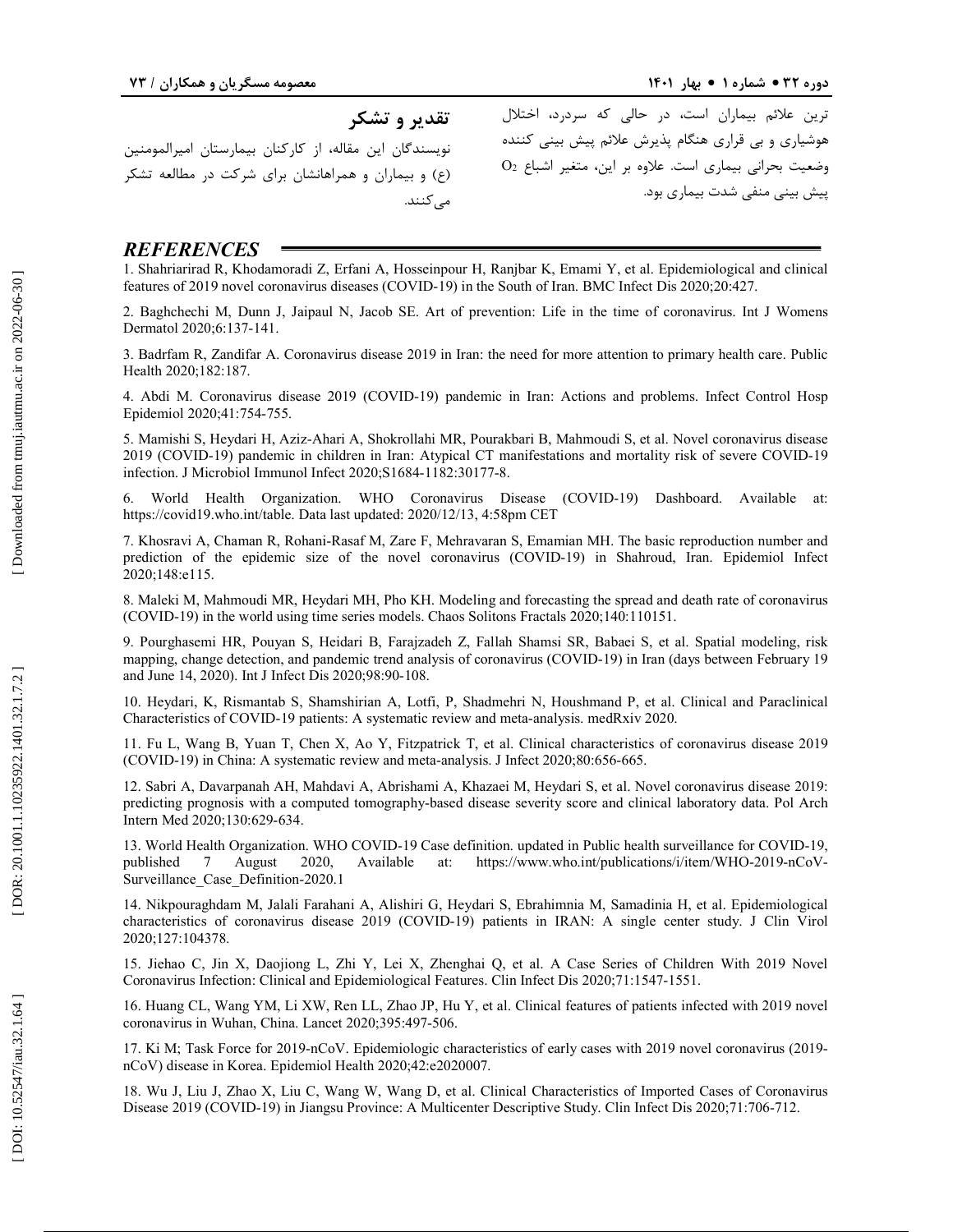ترین علائم بیماران است، در حالی که سردرد، اختلال هوشیاری و بی قراری هنگام پذیرش علائم پیش بینی کننده وضعیت بحرانی بیماری است. علاوه بر این، متغیر اشباع $O_2$ پیش بینی منفی شدت بیماری بود.

## تقدیر و تشکر

نویسندگان این مقاله، از کارکنان بیمارستان امیرالمومنین (ع) و بیماران و همراهانشان برای شرکت در مطالعه تشکر می‌کنند.

## *REFERENCES*

1. Shahriarirad R, Khodamoradi Z, Erfani A, Hosseinpour H, Ranjbar K, Emami Y, et al. Epidemiological and clinical features of 2019 novel coronavirus diseases (COVID-19) in the South of Iran. BMC Infect Dis 2020;20:427.

2. Baghchechi M, Dunn J, Jaipaul N, Jacob SE. Art of prevention: Life in the time of coronavirus. Int J Womens Dermatol 2020;6:137-141.

3. Badrfam R, Zandifar A. Coronavirus disease 2019 in Iran: the need for more attention to primary health care. Public Health 2020;182:187.

4. Abdi M. Coronavirus disease 2019 (COVID-19) pandemic in Iran: Actions and problems. Infect Control Hosp Epidemiol 2020;41:754-755.

5. Mamishi S, Heydari H, Aziz-Ahari A, Shokrollahi MR, Pourakbari B, Mahmoudi S, et al. Novel coronavirus disease 2019 (COVID-19) pandemic in children in Iran: Atypical CT manifestations and mortality risk of severe COVID-19 infection. J Microbiol Immunol Infect 2020;S1684-1182:30177-8.

6. World Health Organization. WHO Coronavirus Disease (COVID-19) Dashboard. Available at: https://covid19.who.int/table. Data last updated: 2020/12/13, 4:58pm CET

7. Khosravi A, Chaman R, Rohani-Rasaf M, Zare F, Mehravaran S, Emamian MH. The basic reproduction number and prediction of the epidemic size of the novel coronavirus (COVID-19) in Shahroud, Iran. Epidemiol Infect 2020;148:e115.

8. Maleki M, Mahmoudi MR, Heydari MH, Pho KH. Modeling and forecasting the spread and death rate of coronavirus (COVID-19) in the world using time series models. Chaos Solitons Fractals 2020;140:110151.

9. Pourghasemi HR, Pouyan S, Heidari B, Farajzadeh Z, Fallah Shamsi SR, Babaei S, et al. Spatial modeling, risk mapping, change detection, and pandemic trend analysis of coronavirus (COVID-19) in Iran (days between February 19 and June 14, 2020). Int J Infect Dis 2020;98:90-108.

10. Heydari, K, Rismantab S, Shamshirian A, Lotfi, P, Shadmehri N, Houshmand P, et al. Clinical and Paraclinical Characteristics of COVID-19 patients: A systematic review and meta-analysis. medRxiv 2020.

11. Fu L, Wang B, Yuan T, Chen X, Ao Y, Fitzpatrick T, et al. Clinical characteristics of coronavirus disease 2019 (COVID-19) in China: A systematic review and meta-analysis. J Infect 2020;80:656-665.

12. Sabri A, Davarpanah AH, Mahdavi A, Abrishami A, Khazaei M, Heydari S, et al. Novel coronavirus disease 2019: predicting prognosis with a computed tomography-based disease severity score and clinical laboratory data. Pol Arch Intern Med 2020;130:629-634.

13. World Health Organization. WHO COVID-19 Case definition. updated in Public health surveillance for COVID-19, published 7 August 2020, Available at: https://www.who.int/publications/i/item/WHO-2019-nCoV-Surveillance_Case_Definition-2020.1

14. Nikpouraghdam M, Jalali Farahani A, Alishiri G, Heydari S, Ebrahimnia M, Samadinia H, et al. Epidemiological characteristics of coronavirus disease 2019 (COVID-19) patients in IRAN: A single center study. J Clin Virol 2020;127:104378.

15. Jiehao C, Jin X, Daojiong L, Zhi Y, Lei X, Zhenghai Q, et al. A Case Series of Children With 2019 Novel Coronavirus Infection: Clinical and Epidemiological Features. Clin Infect Dis 2020;71:1547-1551.

16. Huang CL, Wang YM, Li XW, Ren LL, Zhao JP, Hu Y, et al. Clinical features of patients infected with 2019 novel coronavirus in Wuhan, China. Lancet 2020;395:497-506.

17. Ki M; Task Force for 2019-nCoV. Epidemiologic characteristics of early cases with 2019 novel coronavirus (2019-nCoV) disease in Korea. Epidemiol Health 2020;42:e2020007.

18. Wu J, Liu J, Zhao X, Liu C, Wang W, Wang D, et al. Clinical Characteristics of Imported Cases of Coronavirus Disease 2019 (COVID-19) in Jiangsu Province: A Multicenter Descriptive Study. Clin Infect Dis 2020;71:706-712.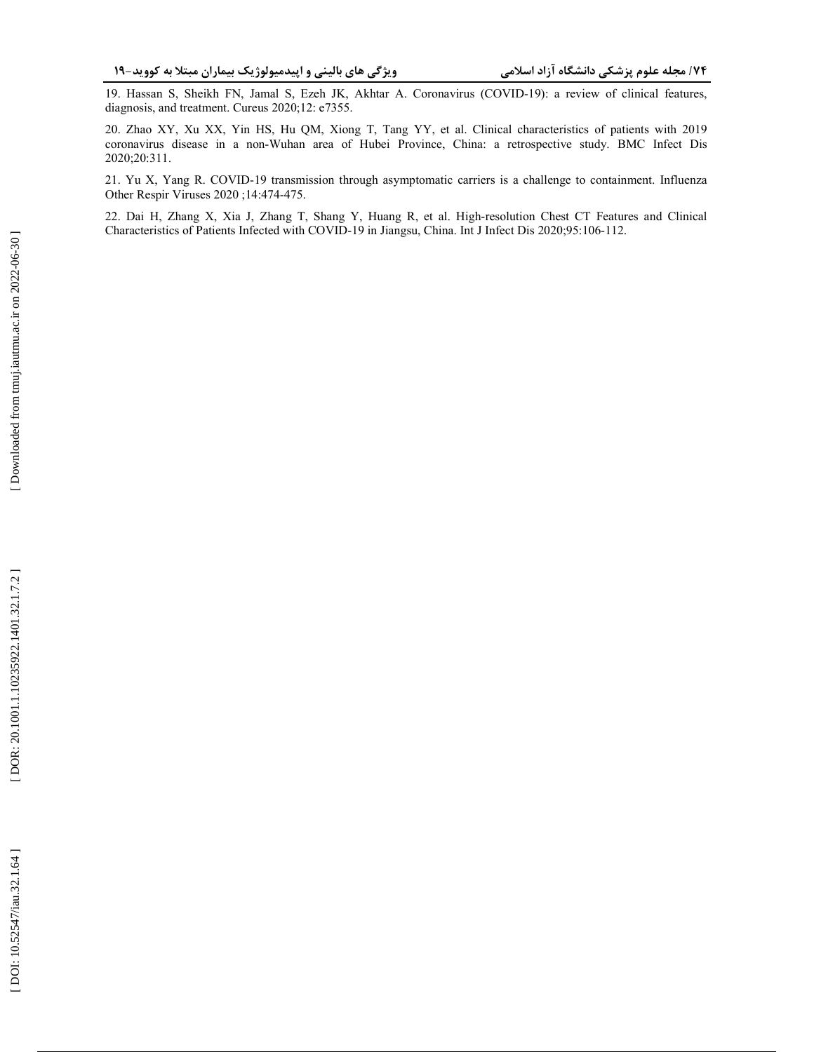19. Hassan S, Sheikh FN, Jamal S, Ezeh JK, Akhtar A. Coronavirus (COVID-19): a review of clinical features, diagnosis, and treatment. Cureus 2020;12: e7355.

20. Zhao XY, Xu XX, Yin HS, Hu QM, Xiong T, Tang YY, et al. Clinical characteristics of patients with 2019 coronavirus disease in a non-Wuhan area of Hubei Province, China: a retrospective study. BMC Infect Dis 2020;20:311.

21. Yu X, Yang R. COVID-19 transmission through asymptomatic carriers is a challenge to containment. Influenza Other Respir Viruses 2020 ;14:474-475.

22. Dai H, Zhang X, Xia J, Zhang T, Shang Y, Huang R, et al. High-resolution Chest CT Features and Clinical Characteristics of Patients Infected with COVID-19 in Jiangsu, China. Int J Infect Dis 2020;95:106-112.